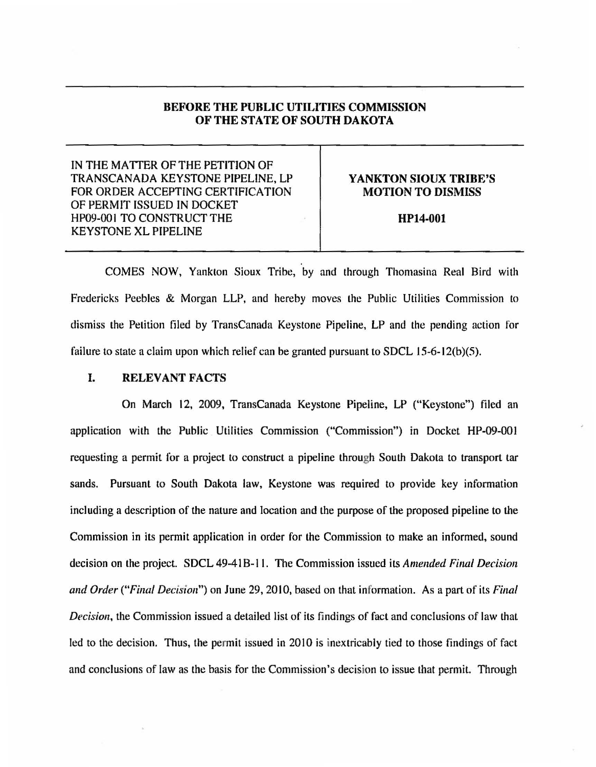**BEFORE THE PUBLIC UTILITIES COMMISSION OF THE STATE OF SOUTH DAKOTA**

| IN THE MATTER OF THE PETITION OF TRANSCANADA KEYSTONE PIPELINE, LP FOR ORDER ACCEPTING CERTIFICATION OF PERMIT ISSUED IN DOCKET HP09-001 TO CONSTRUCT THE KEYSTONE XL PIPELINE | **YANKTON SIOUX TRIBE'S MOTION TO DISMISS**<br><br>**HP14-001** |
|---|---|

COMES NOW, Yankton Sioux Tribe, by and through Thomasina Real Bird with Fredericks Peebles & Morgan LLP, and hereby moves the Public Utilities Commission to dismiss the Petition filed by TransCanada Keystone Pipeline, LP and the pending action for failure to state a claim upon which relief can be granted pursuant to SDCL 15-6-12(b)(5).

## I. RELEVANT FACTS

On March 12, 2009, TransCanada Keystone Pipeline, LP ("Keystone") filed an application with the Public Utilities Commission ("Commission") in Docket HP-09-001 requesting a permit for a project to construct a pipeline through South Dakota to transport tar sands. Pursuant to South Dakota law, Keystone was required to provide key information including a description of the nature and location and the purpose of the proposed pipeline to the Commission in its permit application in order for the Commission to make an informed, sound decision on the project. SDCL 49-41B-11. The Commission issued its *Amended Final Decision and Order* ("*Final Decision*") on June 29, 2010, based on that information. As a part of its *Final Decision*, the Commission issued a detailed list of its findings of fact and conclusions of law that led to the decision. Thus, the permit issued in 2010 is inextricably tied to those findings of fact and conclusions of law as the basis for the Commission's decision to issue that permit. Through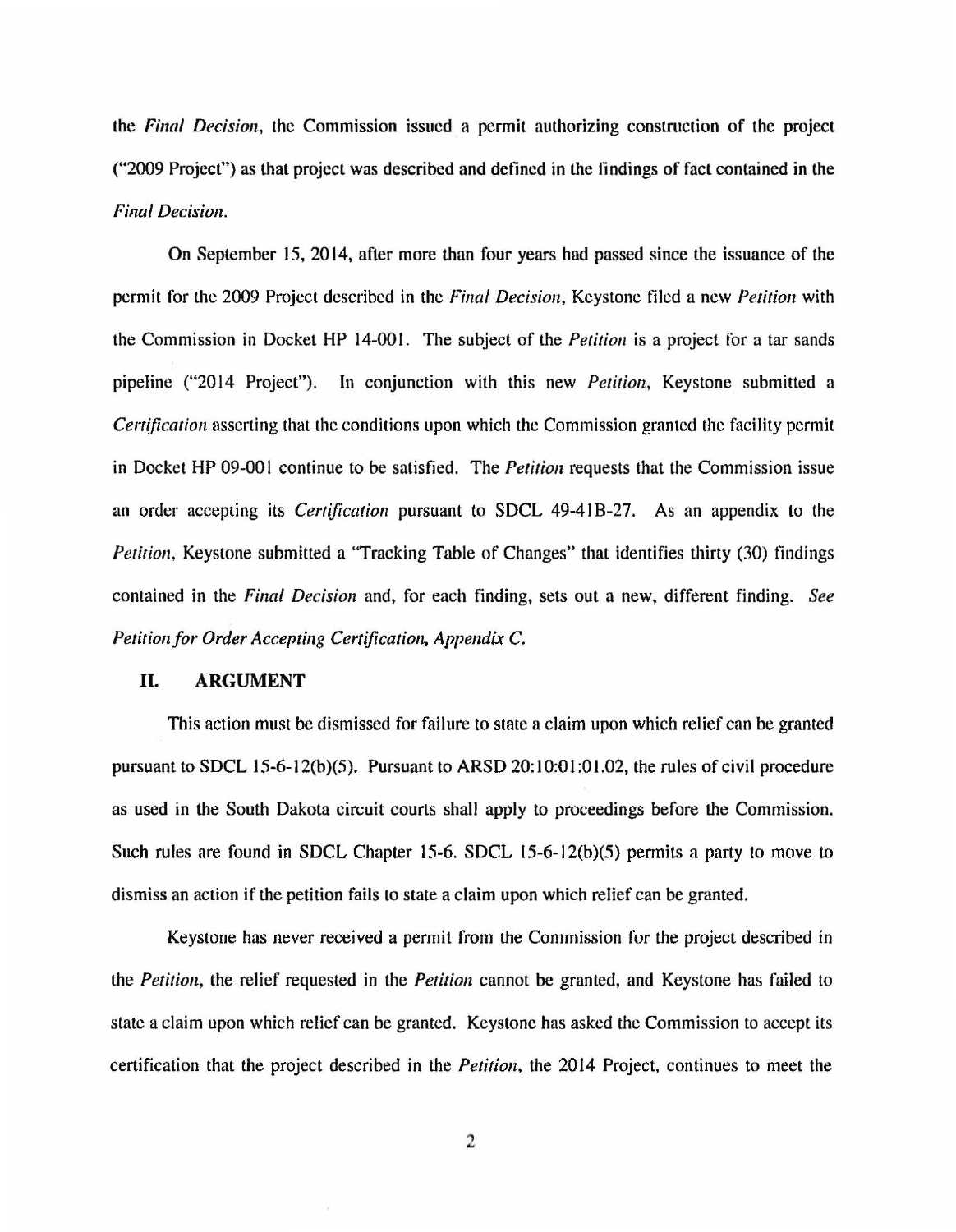the *Final Decision*, the Commission issued a permit authorizing construction of the project ("2009 Project") as that project was described and defined in the findings of fact contained in the *Final Decision*.

On September 15, 2014, after more than four years had passed since the issuance of the permit for the 2009 Project described in the *Final Decision*, Keystone filed a new *Petition* with the Commission in Docket HP 14-001. The subject of the *Petition* is a project for a tar sands pipeline ("2014 Project"). In conjunction with this new *Petition*, Keystone submitted a *Certification* asserting that the conditions upon which the Commission granted the facility permit in Docket HP 09-001 continue to be satisfied. The *Petition* requests that the Commission issue an order accepting its *Certification* pursuant to SDCL 49-41B-27. As an appendix to the *Petition*, Keystone submitted a "Tracking Table of Changes" that identifies thirty (30) findings contained in the *Final Decision* and, for each finding, sets out a new, different finding. *See Petition for Order Accepting Certification, Appendix C.*

## II. ARGUMENT

This action must be dismissed for failure to state a claim upon which relief can be granted pursuant to SDCL 15-6-12(b)(5). Pursuant to ARSD 20:10:01:01.02, the rules of civil procedure as used in the South Dakota circuit courts shall apply to proceedings before the Commission. Such rules are found in SDCL Chapter 15-6. SDCL 15-6-12(b)(5) permits a party to move to dismiss an action if the petition fails to state a claim upon which relief can be granted.

Keystone has never received a permit from the Commission for the project described in the *Petition*, the relief requested in the *Petition* cannot be granted, and Keystone has failed to state a claim upon which relief can be granted. Keystone has asked the Commission to accept its certification that the project described in the *Petition*, the 2014 Project, continues to meet the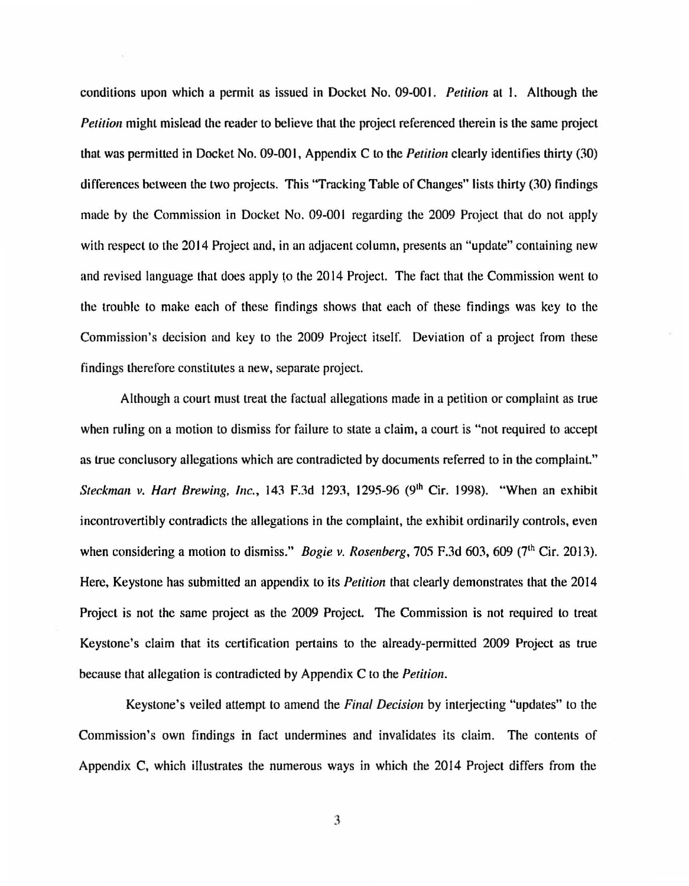conditions upon which a permit as issued in Docket No. 09-001. *Petition* at 1. Although the *Petition* might mislead the reader to believe that the project referenced therein is the same project that was permitted in Docket No. 09-001, Appendix C to the *Petition* clearly identifies thirty (30) differences between the two projects. This "Tracking Table of Changes" lists thirty (30) findings made by the Commission in Docket No. 09-001 regarding the 2009 Project that do not apply with respect to the 2014 Project and, in an adjacent column, presents an "update" containing new and revised language that does apply to the 2014 Project. The fact that the Commission went to the trouble to make each of these findings shows that each of these findings was key to the Commission's decision and key to the 2009 Project itself. Deviation of a project from these findings therefore constitutes a new, separate project.

Although a court must treat the factual allegations made in a petition or complaint as true when ruling on a motion to dismiss for failure to state a claim, a court is "not required to accept as true conclusory allegations which are contradicted by documents referred to in the complaint." *Steckman v. Hart Brewing, Inc.*, 143 F.3d 1293, 1295-96 (9th Cir. 1998). "When an exhibit incontrovertibly contradicts the allegations in the complaint, the exhibit ordinarily controls, even when considering a motion to dismiss." *Bogie v. Rosenberg*, 705 F.3d 603, 609 (7th Cir. 2013). Here, Keystone has submitted an appendix to its *Petition* that clearly demonstrates that the 2014 Project is not the same project as the 2009 Project. The Commission is not required to treat Keystone's claim that its certification pertains to the already-permitted 2009 Project as true because that allegation is contradicted by Appendix C to the *Petition*.

Keystone's veiled attempt to amend the *Final Decision* by interjecting "updates" to the Commission's own findings in fact undermines and invalidates its claim. The contents of Appendix C, which illustrates the numerous ways in which the 2014 Project differs from the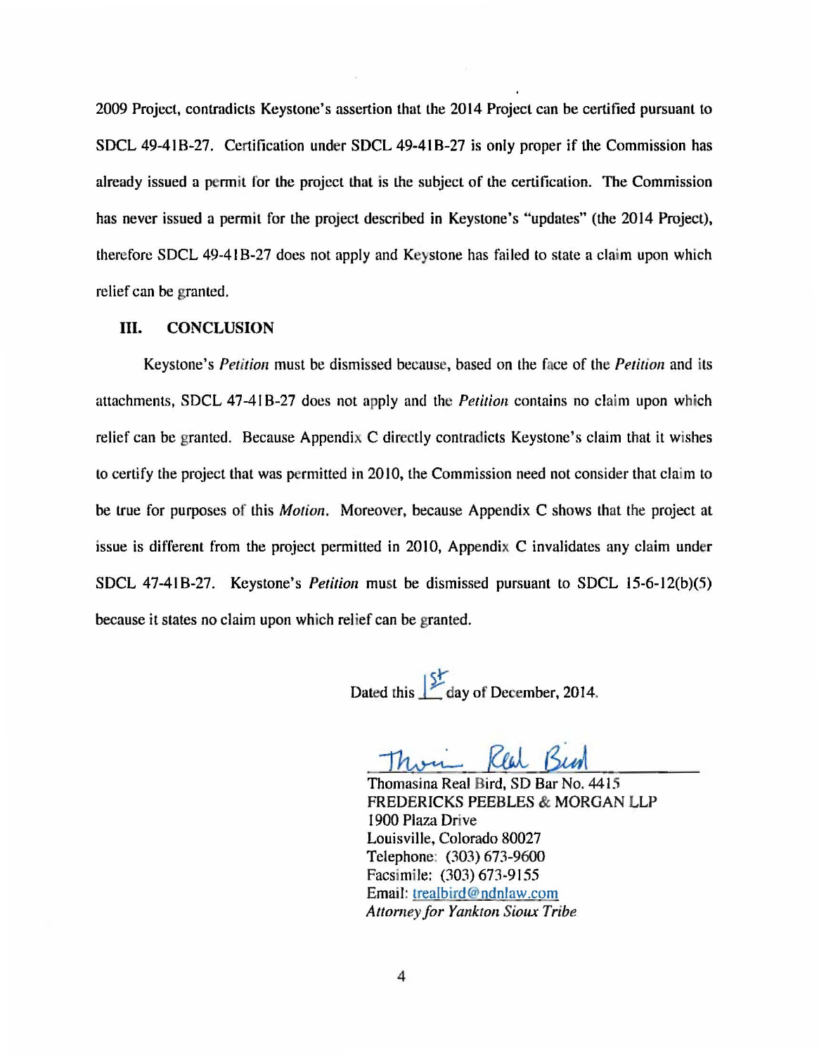2009 Project, contradicts Keystone's assertion that the 2014 Project can be certified pursuant to SDCL 49-41B-27. Certification under SDCL 49-41B-27 is only proper if the Commission has already issued a permit for the project that is the subject of the certification. The Commission has never issued a permit for the project described in Keystone's "updates" (the 2014 Project), therefore SDCL 49-41B-27 does not apply and Keystone has failed to state a claim upon which relief can be granted.

## III. CONCLUSION

Keystone's *Petition* must be dismissed because, based on the face of the *Petition* and its attachments, SDCL 47-41B-27 does not apply and the *Petition* contains no claim upon which relief can be granted. Because Appendix C directly contradicts Keystone's claim that it wishes to certify the project that was permitted in 2010, the Commission need not consider that claim to be true for purposes of this *Motion*. Moreover, because Appendix C shows that the project at issue is different from the project permitted in 2010, Appendix C invalidates any claim under SDCL 47-41B-27. Keystone's *Petition* must be dismissed pursuant to SDCL 15-6-12(b)(5) because it states no claim upon which relief can be granted.

Dated this 1st day of December, 2014.

Thomasina Real Bird

Thomasina Real Bird, SD Bar No. 4415
FREDERICKS PEEBLES & MORGAN LLP
1900 Plaza Drive
Louisville, Colorado 80027
Telephone: (303) 673-9600
Facsimile: (303) 673-9155
Email: trealbird@ndnlaw.com
*Attorney for Yankton Sioux Tribe*